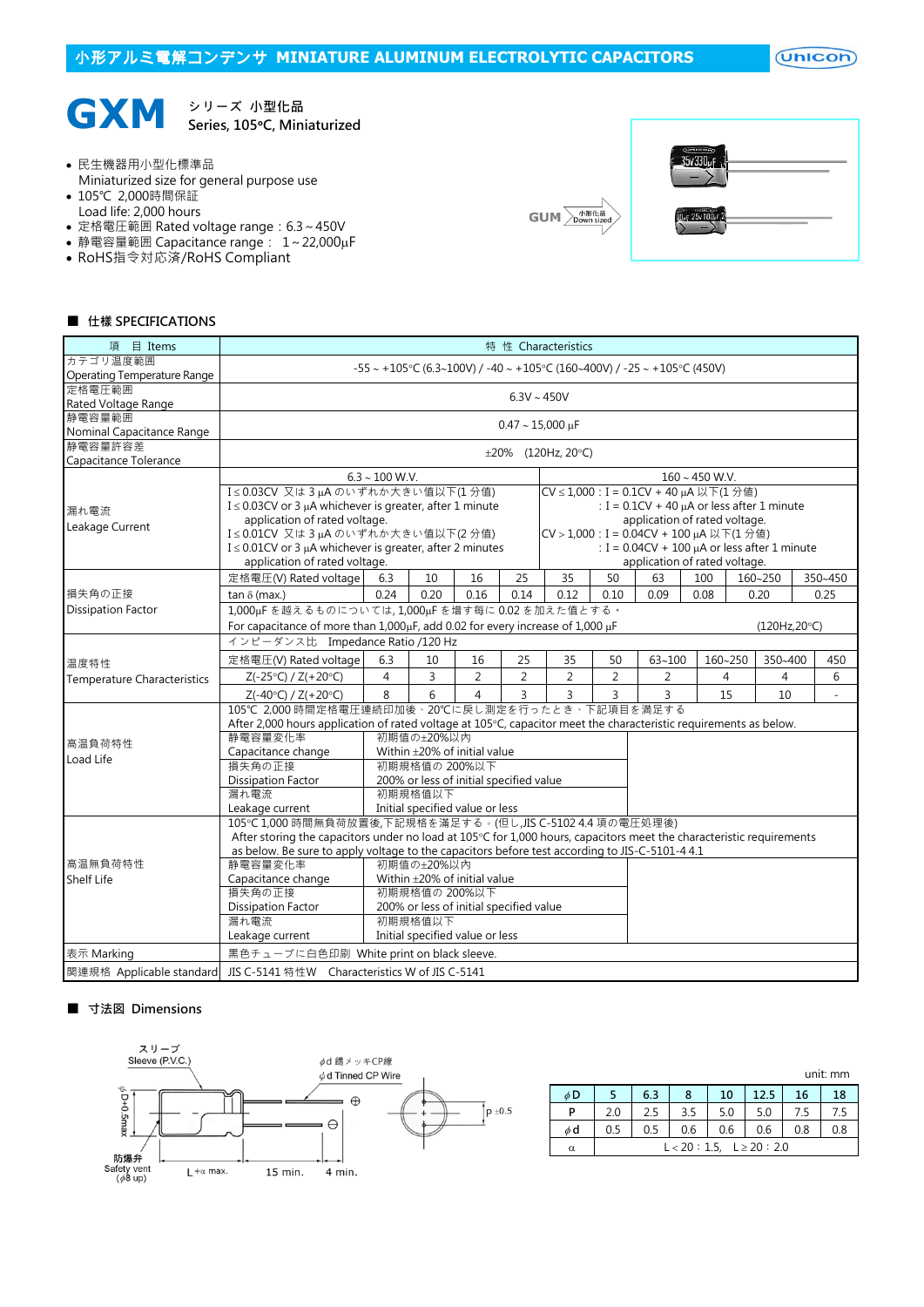# 小形アルミ電解コンデンサ MINIATURE ALUMINUM ELECTROLYTIC CAPACITORS

## GXM

シリーズ 小型化品
Series, 105°C, Miniaturized

- 民生機器用小型化標準品
  Miniaturized size for general purpose use
- 105℃ 2,000時間保証
  Load life: 2,000 hours
- 定格電圧範囲 Rated voltage range：6.3～450V
- 静電容量範囲 Capacitance range： 1～22,000µF
- RoHS指令対応済/RoHS Compliant

GUM → 小形化品 Down sized

### ■ 仕様 SPECIFICATIONS

| 項　目 Items | 特 性 Characteristics | | | | | | | | | | |
|---|---|---|---|---|---|---|---|---|---|---|---|
| カテゴリ温度範囲 Operating Temperature Range | -55 ~ +105°C (6.3~100V) / -40 ~ +105°C (160~400V) / -25 ~ +105°C (450V) | | | | | | | | | | |
| 定格電圧範囲 Rated Voltage Range | 6.3V ~ 450V | | | | | | | | | | |
| 静電容量範囲 Nominal Capacitance Range | 0.47 ~ 15,000 µF | | | | | | | | | | |
| 静電容量許容差 Capacitance Tolerance | ±20%　(120Hz, 20°C) | | | | | | | | | | |
| 漏れ電流 Leakage Current | 6.3 ~ 100 W.V.<br>I ≤ 0.03CV 又は 3 µA のいずれか大きい値以下(1 分値)<br>I ≤ 0.03CV or 3 µA whichever is greater, after 1 minute application of rated voltage.<br>I ≤ 0.01CV 又は 3 µA のいずれか大きい値以下(2 分值)<br>I ≤ 0.01CV or 3 µA whichever is greater, after 2 minutes application of rated voltage. | | | | | | 160 ~ 450 W.V.<br>CV ≤ 1,000 : I = 0.1CV + 40 µA 以下(1 分值)<br>: I = 0.1CV + 40 µA or less after 1 minute application of rated voltage.<br>CV > 1,000 : I = 0.04CV + 100 µA 以下(1 分值)<br>: I = 0.04CV + 100 µA or less after 1 minute application of rated voltage. | | | | | |
| 損失角の正接 Dissipation Factor | 定格電圧(V) Rated voltage | 6.3 | 10 | 16 | 25 | 35 | 50 | 63 | 100 | 160~250 | 350~450 |
| | tan δ (max.) | 0.24 | 0.20 | 0.16 | 0.14 | 0.12 | 0.10 | 0.09 | 0.08 | 0.20 | 0.25 |
| | 1,000µF を越えるものについては, 1,000µF を増す毎に 0.02 を加えた値とする。<br>For capacitance of more than 1,000µF, add 0.02 for every increase of 1,000 µF　(120Hz,20°C) | | | | | | | | | | |
| 温度特性 Temperature Characteristics | インピーダンス比　Impedance Ratio /120 Hz | | | | | | | | | | |
| | 定格電圧(V) Rated voltage | 6.3 | 10 | 16 | 25 | 35 | 50 | 63~100 | 160~250 | 350~400 | 450 |
| | Z(-25°C) / Z(+20°C) | 4 | 3 | 2 | 2 | 2 | 2 | 2 | 4 | 4 | 6 |
| | Z(-40°C) / Z(+20°C) | 8 | 6 | 4 | 3 | 3 | 3 | 3 | 15 | 10 | - |
| 高温負荷特性 Load Life | 105°C 2,000 時間定格電圧連続印加後、20°Cに戻し測定を行ったとき、下記項目を満足する<br>After 2,000 hours application of rated voltage at 105°C, capacitor meet the characteristic requirements as below.<br>静電容量変化率 Capacitance change: 初期值の±20%以内 Within ±20% of initial value<br>損失角の正接 Dissipation Factor: 初期規格值の 200%以下 200% or less of initial specified value<br>漏れ電流 Leakage current: 初期規格值以下 Initial specified value or less | | | | | | | | | | |
| 高温無負荷特性 Shelf Life | 105°C 1,000 時間無負荷放置後,下記規格を満足する。(但し,JIS C-5102 4.4 項の電圧処理後)<br>After storing the capacitors under no load at 105°C for 1,000 hours, capacitors meet the characteristic requirements as below. Be sure to apply voltage to the capacitors before test according to JIS-C-5101-4 4.1<br>静電容量変化率 Capacitance change: 初期值の±20%以内 Within ±20% of initial value<br>損失角の正接 Dissipation Factor: 初期規格值の 200%以下 200% or less of initial specified value<br>漏れ電流 Leakage current: 初期規格值以下 Initial specified value or less | | | | | | | | | | |
| 表示 Marking | 黒色チューブに白色印刷　White print on black sleeve. | | | | | | | | | | |
| 関連規格 Applicable standard | JIS C-5141 特性W　Characteristics W of JIS C-5141 | | | | | | | | | | |

### ■ 寸法図 Dimensions

スリーブ Sleeve (P.V.C.)　φd 錫メッキCP線 φd Tinned CP Wire　φD+0.5max　防爆弁 Safety vent (φ8 up)　L+α max.　15 min.　4 min.　P ±0.5

unit: mm

| φD | 5 | 6.3 | 8 | 10 | 12.5 | 16 | 18 |
|---|---|---|---|---|---|---|---|
| P | 2.0 | 2.5 | 3.5 | 5.0 | 5.0 | 7.5 | 7.5 |
| φd | 0.5 | 0.5 | 0.6 | 0.6 | 0.6 | 0.8 | 0.8 |
| α | L < 20 : 1.5,　L ≥ 20 : 2.0 | | | | | | |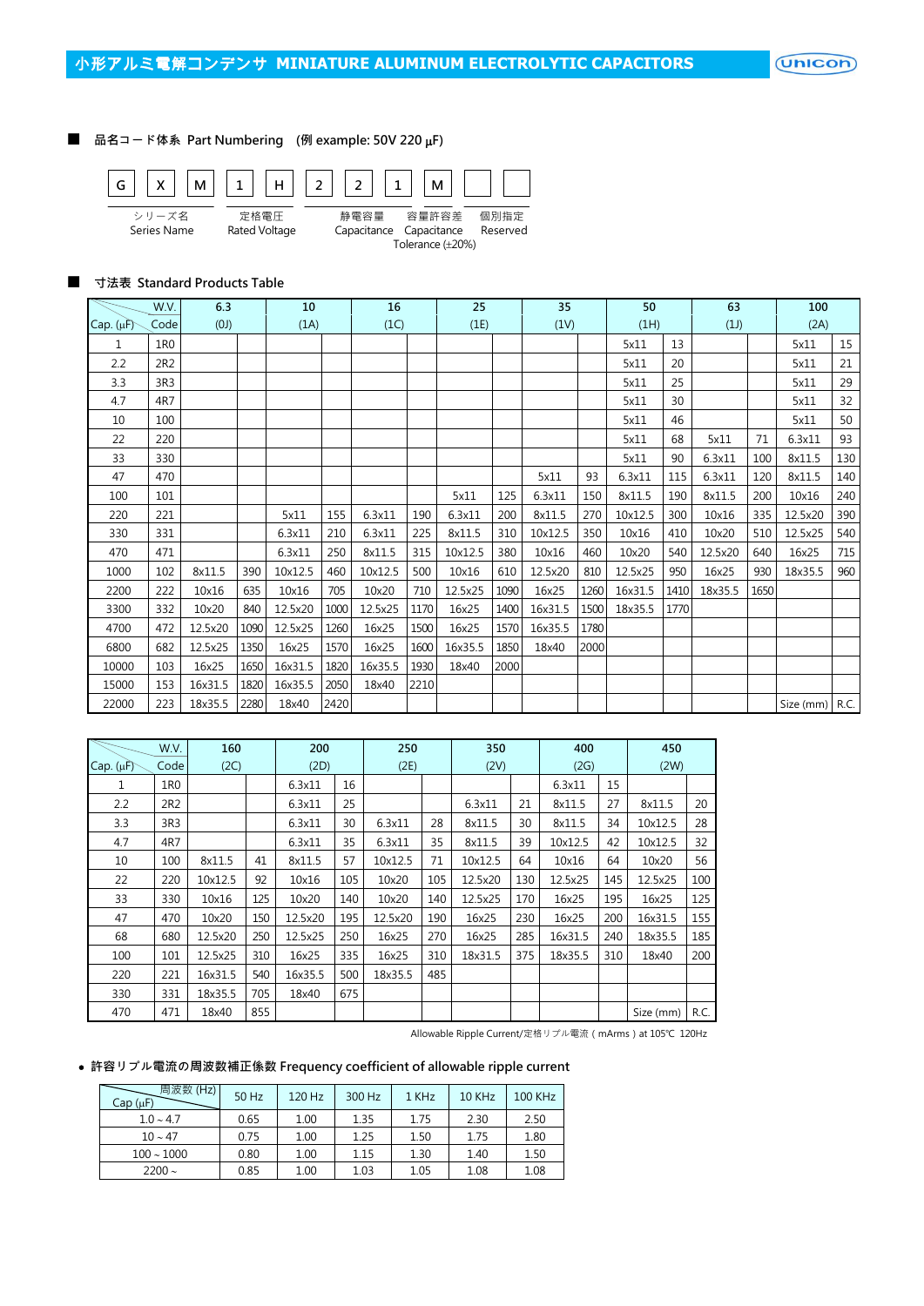# 小形アルミ電解コンデンサ MINIATURE ALUMINUM ELECTROLYTIC CAPACITORS

## ■ 品名コード体系 Part Numbering （例 example: 50V 220 μF）

| G | X | M | 1 | H | 2 | 2 | 1 | M | | |
|---|---|---|---|---|---|---|---|---|---|---|
| シリーズ名 Series Name | | | 定格電圧 Rated Voltage | | 静電容量 Capacitance | | | 容量許容差 Capacitance Tolerance (±20%) | 個別指定 Reserved | |

## ■ 寸法表 Standard Products Table

| Cap. (μF) \ W.V. | Code | 6.3 (0J) | | 10 (1A) | | 16 (1C) | | 25 (1E) | | 35 (1V) | | 50 (1H) | | 63 (1J) | | 100 (2A) | |
|---|---|---|---|---|---|---|---|---|---|---|---|---|---|---|---|---|---|
| 1 | 1R0 | | | | | | | | | | | 5x11 | 13 | | | 5x11 | 15 |
| 2.2 | 2R2 | | | | | | | | | | | 5x11 | 20 | | | 5x11 | 21 |
| 3.3 | 3R3 | | | | | | | | | | | 5x11 | 25 | | | 5x11 | 29 |
| 4.7 | 4R7 | | | | | | | | | | | 5x11 | 30 | | | 5x11 | 32 |
| 10 | 100 | | | | | | | | | | | 5x11 | 46 | | | 5x11 | 50 |
| 22 | 220 | | | | | | | | | | | 5x11 | 68 | 5x11 | 71 | 6.3x11 | 93 |
| 33 | 330 | | | | | | | | | | | 5x11 | 90 | 6.3x11 | 100 | 8x11.5 | 130 |
| 47 | 470 | | | | | | | | | 5x11 | 93 | 6.3x11 | 115 | 6.3x11 | 120 | 8x11.5 | 140 |
| 100 | 101 | | | | | | | 5x11 | 125 | 6.3x11 | 150 | 8x11.5 | 190 | 8x11.5 | 200 | 10x16 | 240 |
| 220 | 221 | | | 5x11 | 155 | 6.3x11 | 190 | 6.3x11 | 200 | 8x11.5 | 270 | 10x12.5 | 300 | 10x16 | 335 | 12.5x20 | 390 |
| 330 | 331 | | | 6.3x11 | 210 | 6.3x11 | 225 | 8x11.5 | 310 | 10x12.5 | 350 | 10x16 | 410 | 10x20 | 510 | 12.5x25 | 540 |
| 470 | 471 | | | 6.3x11 | 250 | 8x11.5 | 315 | 10x12.5 | 380 | 10x16 | 460 | 10x20 | 540 | 12.5x20 | 640 | 16x25 | 715 |
| 1000 | 102 | 8x11.5 | 390 | 10x12.5 | 460 | 10x12.5 | 500 | 10x16 | 610 | 12.5x20 | 810 | 12.5x25 | 950 | 16x25 | 930 | 18x35.5 | 960 |
| 2200 | 222 | 10x16 | 635 | 10x16 | 705 | 10x20 | 710 | 12.5x25 | 1090 | 16x25 | 1260 | 16x31.5 | 1410 | 18x35.5 | 1650 | | |
| 3300 | 332 | 10x20 | 840 | 12.5x20 | 1000 | 12.5x25 | 1170 | 16x25 | 1400 | 16x31.5 | 1500 | 18x35.5 | 1770 | | | | |
| 4700 | 472 | 12.5x20 | 1090 | 12.5x25 | 1260 | 16x25 | 1500 | 16x25 | 1570 | 16x35.5 | 1780 | | | | | | |
| 6800 | 682 | 12.5x25 | 1350 | 16x25 | 1570 | 16x25 | 1600 | 16x35.5 | 1850 | 18x40 | 2000 | | | | | | |
| 10000 | 103 | 16x25 | 1650 | 16x31.5 | 1820 | 16x35.5 | 1930 | 18x40 | 2000 | | | | | | | | |
| 15000 | 153 | 16x31.5 | 1820 | 16x35.5 | 2050 | 18x40 | 2210 | | | | | | | | | | |
| 22000 | 223 | 18x35.5 | 2280 | 18x40 | 2420 | | | | | | | | | | | Size (mm) | R.C. |

| Cap. (μF) \ W.V. | Code | 160 (2C) | | 200 (2D) | | 250 (2E) | | 350 (2V) | | 400 (2G) | | 450 (2W) | |
|---|---|---|---|---|---|---|---|---|---|---|---|---|---|
| 1 | 1R0 | | | 6.3x11 | 16 | | | | | 6.3x11 | 15 | | |
| 2.2 | 2R2 | | | 6.3x11 | 25 | | | 6.3x11 | 21 | 8x11.5 | 27 | 8x11.5 | 20 |
| 3.3 | 3R3 | | | 6.3x11 | 30 | 6.3x11 | 28 | 8x11.5 | 30 | 8x11.5 | 34 | 10x12.5 | 28 |
| 4.7 | 4R7 | | | 6.3x11 | 35 | 6.3x11 | 35 | 8x11.5 | 39 | 10x12.5 | 42 | 10x12.5 | 32 |
| 10 | 100 | 8x11.5 | 41 | 8x11.5 | 57 | 10x12.5 | 71 | 10x12.5 | 64 | 10x16 | 64 | 10x20 | 56 |
| 22 | 220 | 10x12.5 | 92 | 10x16 | 105 | 10x20 | 105 | 12.5x20 | 130 | 12.5x25 | 145 | 12.5x25 | 100 |
| 33 | 330 | 10x16 | 125 | 10x20 | 140 | 10x20 | 140 | 12.5x25 | 170 | 16x25 | 195 | 16x25 | 125 |
| 47 | 470 | 10x20 | 150 | 12.5x20 | 195 | 12.5x20 | 190 | 16x25 | 230 | 16x25 | 200 | 16x31.5 | 155 |
| 68 | 680 | 12.5x20 | 250 | 12.5x25 | 250 | 16x25 | 270 | 16x25 | 285 | 16x31.5 | 240 | 18x35.5 | 185 |
| 100 | 101 | 12.5x25 | 310 | 16x25 | 335 | 16x25 | 310 | 18x31.5 | 375 | 18x35.5 | 310 | 18x40 | 200 |
| 220 | 221 | 16x31.5 | 540 | 16x35.5 | 500 | 18x35.5 | 485 | | | | | | |
| 330 | 331 | 18x35.5 | 705 | 18x40 | 675 | | | | | | | | |
| 470 | 471 | 18x40 | 855 | | | | | | | | | Size (mm) | R.C. |

Allowable Ripple Current/定格リプル電流 ( mArms ) at 105℃ 120Hz

- 許容リプル電流の周波数補正係数 Frequency coefficient of allowable ripple current

| Cap (μF) \ 周波数 (Hz) | 50 Hz | 120 Hz | 300 Hz | 1 KHz | 10 KHz | 100 KHz |
|---|---|---|---|---|---|---|
| 1.0 ~ 4.7 | 0.65 | 1.00 | 1.35 | 1.75 | 2.30 | 2.50 |
| 10 ~ 47 | 0.75 | 1.00 | 1.25 | 1.50 | 1.75 | 1.80 |
| 100 ~ 1000 | 0.80 | 1.00 | 1.15 | 1.30 | 1.40 | 1.50 |
| 2200 ~ | 0.85 | 1.00 | 1.03 | 1.05 | 1.08 | 1.08 |